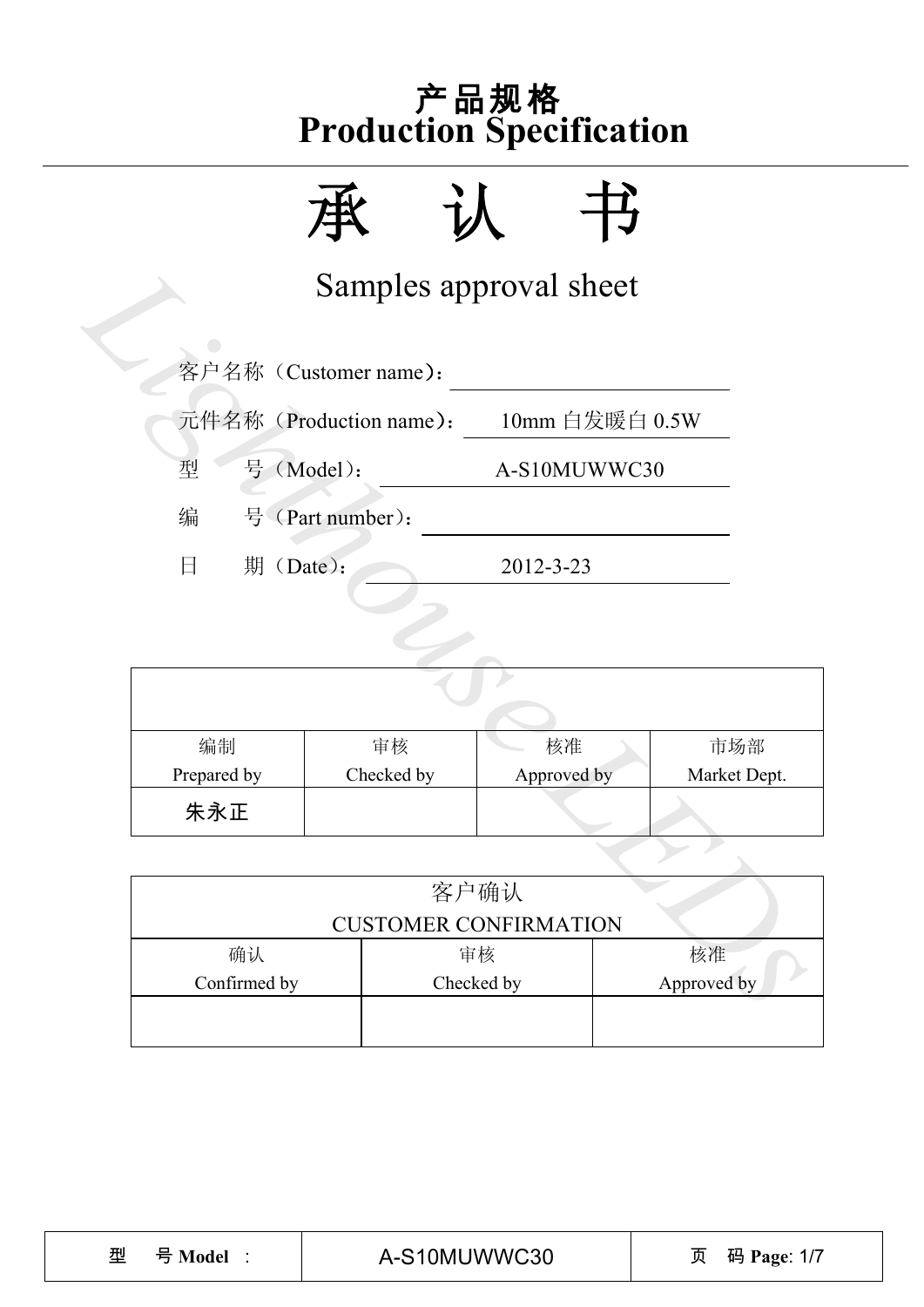# 产品规格
# Production Specification

# 承　认　书

## Samples approval sheet

客户名称（Customer name）：

元件名称（Production name）：　10mm 白发暖白 0.5W

型　　号（Model）：　A-S10MUWWC30

编　　号（Part number）：

日　　期（Date）：　2012-3-23

| | | | |
|---|---|---|---|
| 编制<br>Prepared by | 审核<br>Checked by | 核准<br>Approved by | 市场部<br>Market Dept. |
| 朱永正 | | | |

| 客户确认<br>CUSTOMER CONFIRMATION | | |
|---|---|---|
| 确认<br>Confirmed by | 审核<br>Checked by | 核准<br>Approved by |
| | | |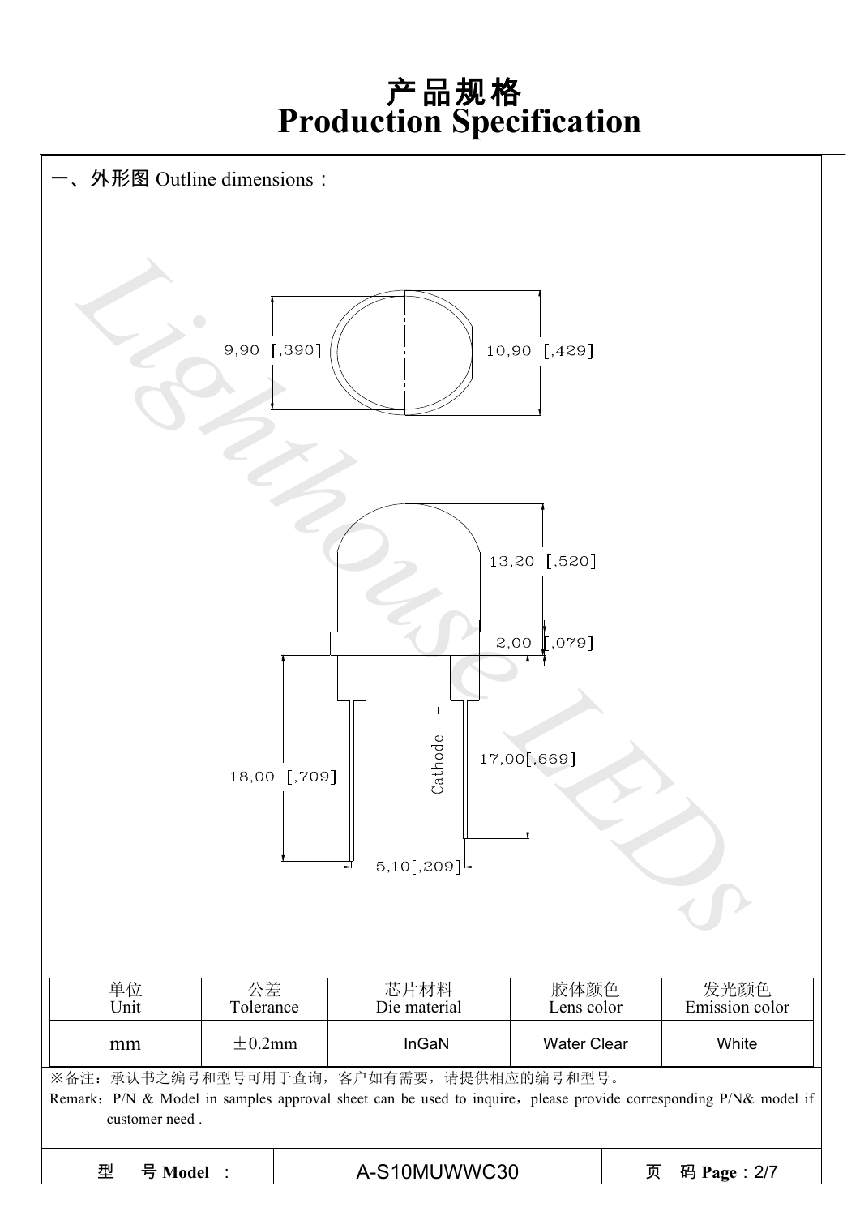# 产品规格
# Production Specification

## 一、外形图 Outline dimensions：

9,90 [,390]

10,90 [,429]

13,20 [,520]

2,00 [,079]

18,00 [,709]

Cathode

17,00[,669]

5,10[,209]

| 单位 Unit | 公差 Tolerance | 芯片材料 Die material | 胶体颜色 Lens color | 发光颜色 Emission color |
|---|---|---|---|---|
| mm | ±0.2mm | InGaN | Water Clear | White |

※备注：承认书之编号和型号可用于查询，客户如有需要，请提供相应的编号和型号。

Remark：P/N & Model in samples approval sheet can be used to inquire，please provide corresponding P/N& model if customer need .

| 型　号 **Model** ： | A-S10MUWWC30 | 页　码 **Page**：2/7 |
|---|---|---|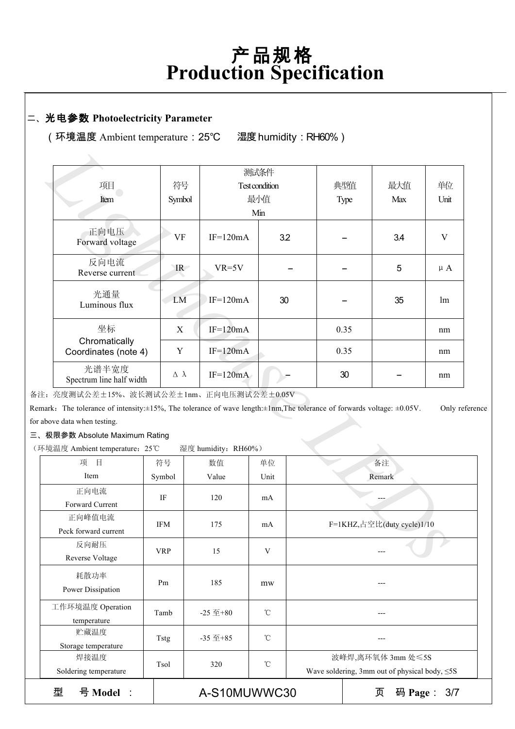# 产品规格 Production Specification

## 二、光电参数 Photoelectricity Parameter

（环境温度 Ambient temperature：25℃　湿度 humidity：RH60%）

| 项目 Item | 符号 Symbol | 测试条件 Test condition | 最小值 Min | 典型值 Type | 最大值 Max | 单位 Unit |
|---|---|---|---|---|---|---|
| 正向电压 Forward voltage | VF | IF=120mA | 3.2 | – | 3.4 | V |
| 反向电流 Reverse current | IR | VR=5V | – | – | 5 | μA |
| 光通量 Luminous flux | LM | IF=120mA | 30 | – | 35 | lm |
| 坐标 Chromatically Coordinates (note 4) | X | IF=120mA | | 0.35 | | nm |
| | Y | IF=120mA | | 0.35 | | nm |
| 光谱半宽度 Spectrum line half width | Δλ | IF=120mA | – | 30 | – | nm |

备注：亮度测试公差±15%、波长测试公差±1nm、正向电压测试公差±0.05V

Remark：The tolerance of intensity:±15%, The tolerance of wave length:±1nm,The tolerance of forwards voltage: ±0.05V.　Only reference for above data when testing.

## 三、极限参数 Absolute Maximum Rating

（环境温度 Ambient temperature：25℃　湿度 humidity：RH60%）

| 项　目 Item | 符号 Symbol | 数值 Value | 单位 Unit | 备注 Remark |
|---|---|---|---|---|
| 正向电流 Forward Current | IF | 120 | mA | --- |
| 正向峰值电流 Peck forward current | IFM | 175 | mA | F=1KHZ,占空比(duty cycle)1/10 |
| 反向耐压 Reverse Voltage | VRP | 15 | V | --- |
| 耗散功率 Power Dissipation | Pm | 185 | mw | --- |
| 工作环境温度 Operation temperature | Tamb | -25 至+80 | ℃ | --- |
| 贮藏温度 Storage temperature | Tstg | -35 至+85 | ℃ | --- |
| 焊接温度 Soldering temperature | Tsol | 320 | ℃ | 波峰焊,离环氧体 3mm 处≤5S Wave soldering, 3mm out of physical body, ≤5S |

| 型　号 Model： | A-S10MUWWC30 | 页　码 Page：3/7 |
|---|---|---|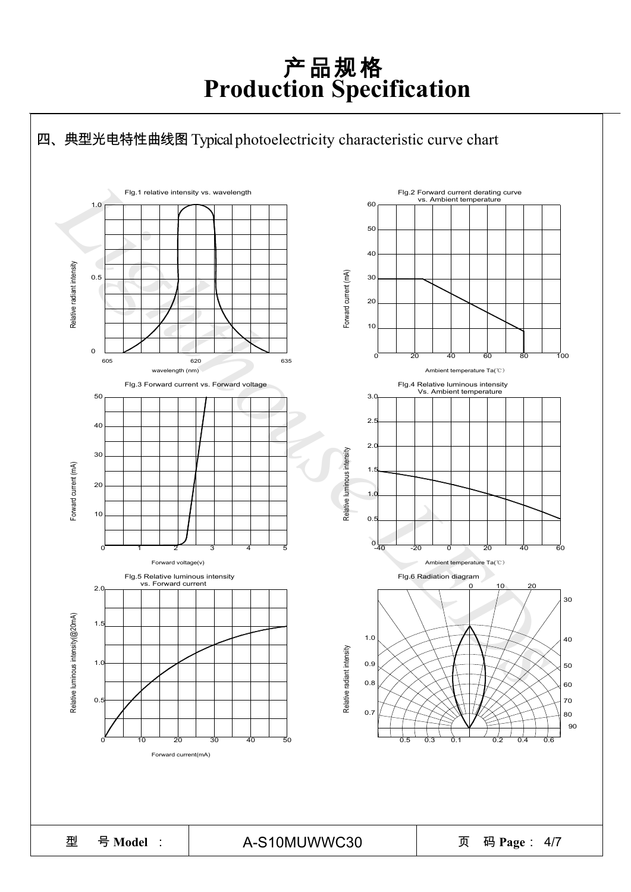# 产品规格
# Production Specification

## 四、典型光电特性曲线图 Typical photoelectricity characteristic curve chart

FIg.1 relative intensity vs. wavelength

FIg.2 Forward current derating curve vs. Ambient temperature

FIg.3 Forward current vs. Forward voltage

FIg.4 Relative luminous intensity Vs. Ambient temperature

FIg.5 Relative luminous intensity vs. Forward current

FIg.6 Radiation diagram

| 型 号 **Model** ： | A-S10MUWWC30 | 页 码 **Page**： 4/7 |
| --- | --- | --- |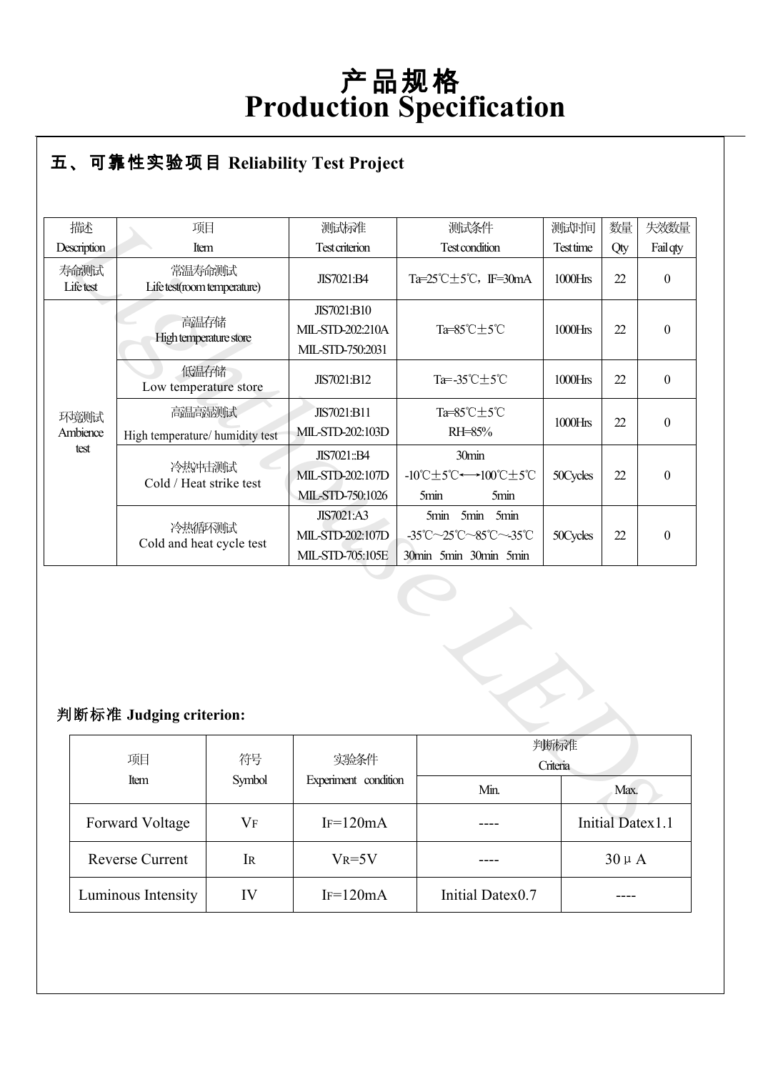# 产品规格
# Production Specification

## 五、可靠性实验项目 Reliability Test Project

| 描述<br>Description | 项目<br>Item | 测试标准<br>Test criterion | 测试条件<br>Test condition | 测试时间<br>Test time | 数量<br>Qty | 失效数量<br>Fail qty |
|---|---|---|---|---|---|---|
| 寿命测试<br>Life test | 常温寿命测试<br>Life test(room temperature) | JIS7021:B4 | Ta=25℃±5℃，IF=30mA | 1000Hrs | 22 | 0 |
| 环境测试<br>Ambience test | 高温存储<br>High temperature store | JIS7021:B10<br>MIL-STD-202:210A<br>MIL-STD-750:2031 | Ta=85℃±5℃ | 1000Hrs | 22 | 0 |
| | 低温存储<br>Low temperature store | JIS7021:B12 | Ta=-35℃±5℃ | 1000Hrs | 22 | 0 |
| | 高温高湿测试<br>High temperature/ humidity test | JIS7021:B11<br>MIL-STD-202:103D | Ta=85℃±5℃<br>RH=85% | 1000Hrs | 22 | 0 |
| | 冷热冲击测试<br>Cold / Heat strike test | JIS7021::B4<br>MIL-STD-202:107D<br>MIL-STD-750:1026 | 30min<br>-10℃±5℃⟷100℃±5℃<br>5min 5min | 50Cycles | 22 | 0 |
| | 冷热循环测试<br>Cold and heat cycle test | JIS7021:A3<br>MIL-STD-202:107D<br>MIL-STD-705:105E | 5min 5min 5min<br>-35℃~25℃~85℃~-35℃<br>30min 5min 30min 5min | 50Cycles | 22 | 0 |

### 判断标准 Judging criterion:

| 项目<br>Item | 符号<br>Symbol | 实验条件<br>Experiment condition | 判断标准<br>Criteria | |
|---|---|---|---|---|
| | | | Min. | Max. |
| Forward Voltage | $V_F$ | $I_F$=120mA | ---- | Initial Datex1.1 |
| Reverse Current | $I_R$ | $V_R$=5V | ---- | 30μA |
| Luminous Intensity | IV | $I_F$=120mA | Initial Datex0.7 | ---- |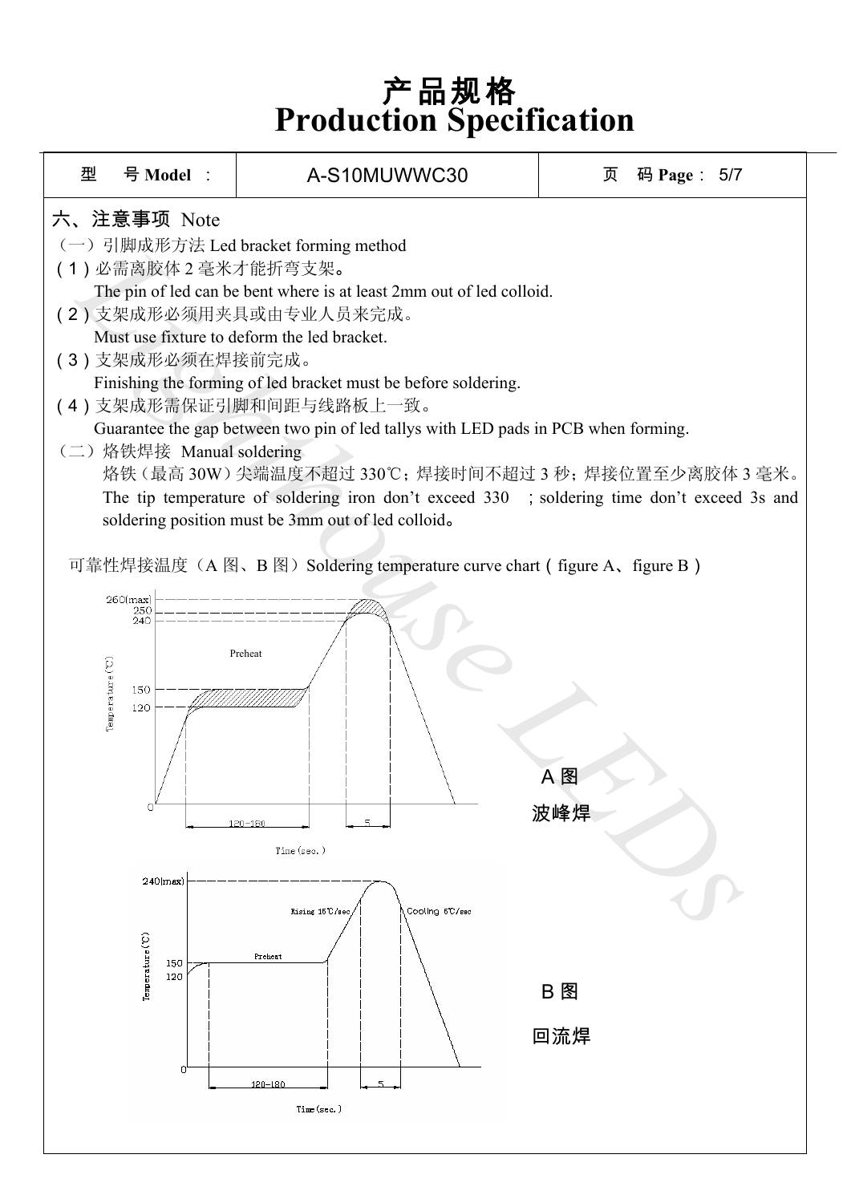# 产品规格
# Production Specification

| 型　号 Model ： | A-S10MUWWC30 | 页　码 Page： 5/7 |
|---|---|---|

## 六、注意事项 Note

（一）引脚成形方法 Led bracket forming method

(1) 必需离胶体 2 毫米才能折弯支架。
The pin of led can be bent where is at least 2mm out of led colloid.

(2) 支架成形必须用夹具或由专业人员来完成。
Must use fixture to deform the led bracket.

(3) 支架成形必须在焊接前完成。
Finishing the forming of led bracket must be before soldering.

(4) 支架成形需保证引脚和间距与线路板上一致。
Guarantee the gap between two pin of led tallys with LED pads in PCB when forming.

（二）烙铁焊接 Manual soldering

烙铁（最高 30W）尖端温度不超过 330℃；焊接时间不超过 3 秒；焊接位置至少离胶体 3 毫米。
The tip temperature of soldering iron don't exceed 330 ; soldering time don't exceed 3s and soldering position must be 3mm out of led colloid。

可靠性焊接温度（A 图、B 图）Soldering temperature curve chart（figure A、figure B）

A 图

波峰焊

B 图

回流焊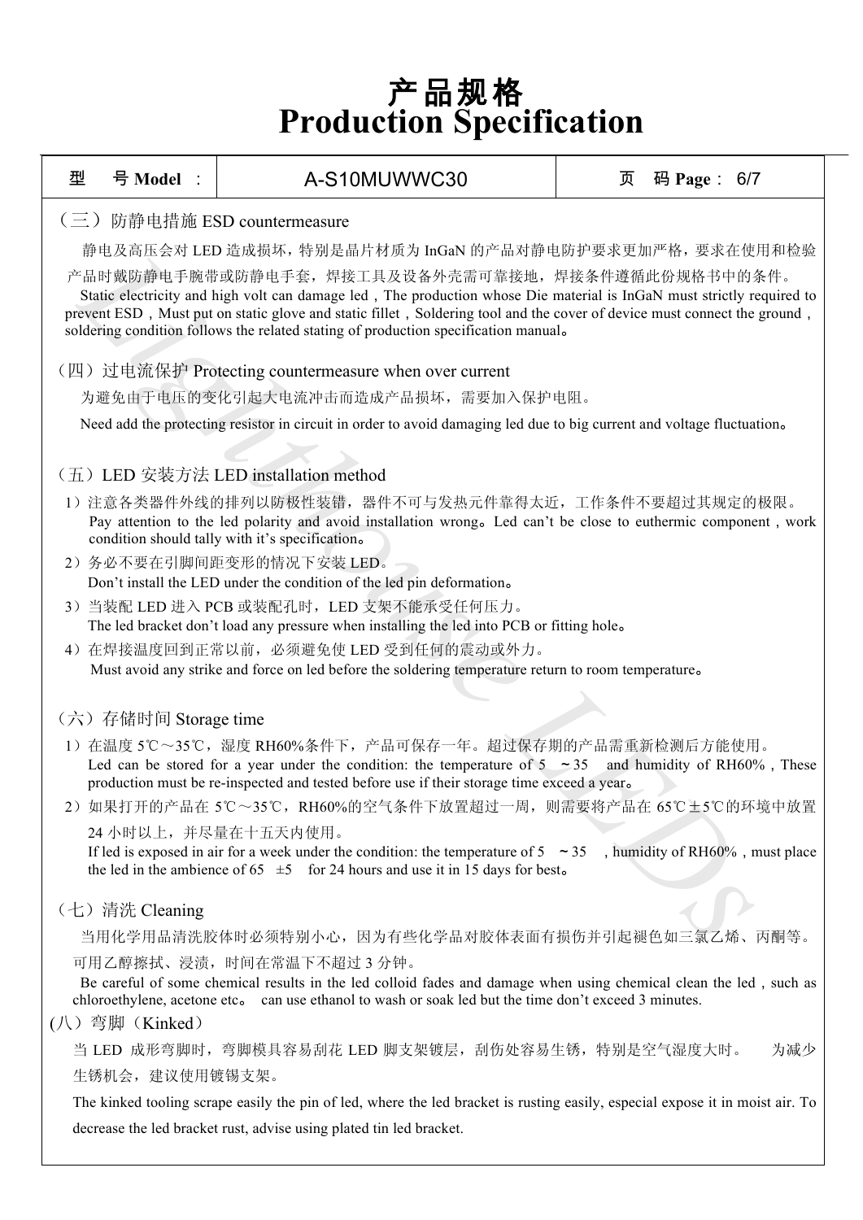# 产品规格
# Production Specification

| 型 号 Model ： | A-S10MUWWC30 | 页 码 Page： 6/7 |
|---|---|---|

（三）防静电措施 ESD countermeasure

静电及高压会对 LED 造成损坏，特别是晶片材质为 InGaN 的产品对静电防护要求更加严格，要求在使用和检验产品时戴防静电手腕带或防静电手套，焊接工具及设备外壳需可靠接地，焊接条件遵循此份规格书中的条件。

Static electricity and high volt can damage led，The production whose Die material is InGaN must strictly required to prevent ESD，Must put on static glove and static fillet，Soldering tool and the cover of device must connect the ground，soldering condition follows the related stating of production specification manual。

（四）过电流保护 Protecting countermeasure when over current

为避免由于电压的变化引起大电流冲击而造成产品损坏，需要加入保护电阻。

Need add the protecting resistor in circuit in order to avoid damaging led due to big current and voltage fluctuation。

（五）LED 安装方法 LED installation method

1）注意各类器件外线的排列以防极性装错，器件不可与发热元件靠得太近，工作条件不要超过其规定的极限。
Pay attention to the led polarity and avoid installation wrong。Led can't be close to euthermic component，work condition should tally with it's specification。

2）务必不要在引脚间距变形的情况下安装 LED。
Don't install the LED under the condition of the led pin deformation。

3）当装配 LED 进入 PCB 或装配孔时，LED 支架不能承受任何压力。
The led bracket don't load any pressure when installing the led into PCB or fitting hole。

4）在焊接温度回到正常以前，必须避免使 LED 受到任何的震动或外力。
Must avoid any strike and force on led before the soldering temperature return to room temperature。

（六）存储时间 Storage time

1）在温度 5℃～35℃，湿度 RH60%条件下，产品可保存一年。超过保存期的产品需重新检测后方能使用。
Led can be stored for a year under the condition: the temperature of 5 ～35 and humidity of RH60%，These production must be re-inspected and tested before use if their storage time exceed a year。

2）如果打开的产品在 5℃～35℃，RH60%的空气条件下放置超过一周，则需要将产品在 65℃±5℃的环境中放置 24 小时以上，并尽量在十五天内使用。
If led is exposed in air for a week under the condition: the temperature of 5 ～35 ，humidity of RH60%，must place the led in the ambience of 65 ±5 for 24 hours and use it in 15 days for best。

（七）清洗 Cleaning

当用化学用品清洗胶体时必须特别小心，因为有些化学品对胶体表面有损伤并引起褪色如三氯乙烯、丙酮等。可用乙醇擦拭、浸渍，时间在常温下不超过 3 分钟。

Be careful of some chemical results in the led colloid fades and damage when using chemical clean the led，such as chloroethylene, acetone etc。 can use ethanol to wash or soak led but the time don't exceed 3 minutes.

(八）弯脚（Kinked）

当 LED 成形弯脚时，弯脚模具容易刮花 LED 脚支架镀层，刮伤处容易生锈，特别是空气湿度大时。 为减少生锈机会，建议使用镀锡支架。

The kinked tooling scrape easily the pin of led, where the led bracket is rusting easily, especial expose it in moist air. To decrease the led bracket rust, advise using plated tin led bracket.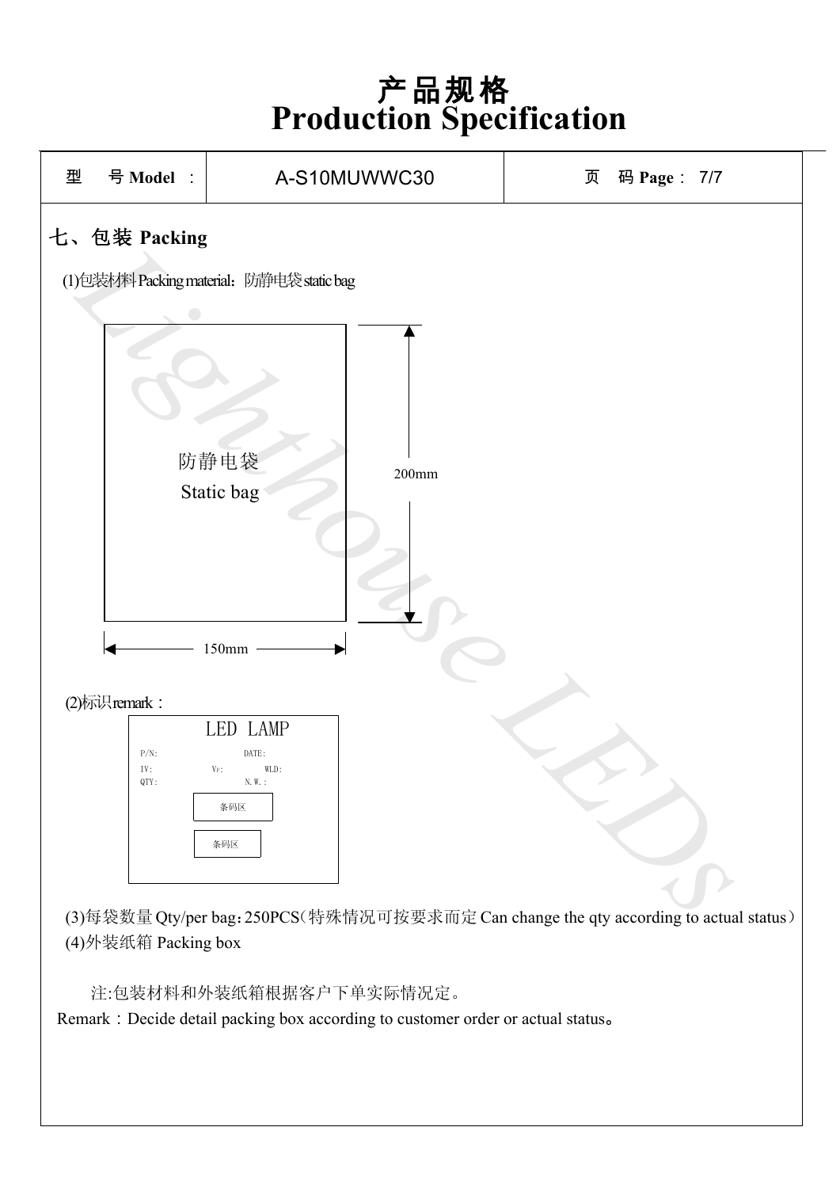# 产品规格
# Production Specification

| 型　号 Model ： | A-S10MUWWC30 | 页　码 Page： 7/7 |
|---|---|---|

## 七、包装 Packing

(1)包装材料Packing material：防静电袋static bag

防静电袋
Static bag

200mm

150mm

(2)标识remark：

LED LAMP

P/N:　DATE:
IV:　VF:　WLD:
QTY:　N.W.:

条码区

条码区

(3)每袋数量Qty/per bag：250PCS（特殊情况可按要求而定Can change the qty according to actual status）
(4)外装纸箱 Packing box

注:包装材料和外装纸箱根据客户下单实际情况定。
Remark：Decide detail packing box according to customer order or actual status。